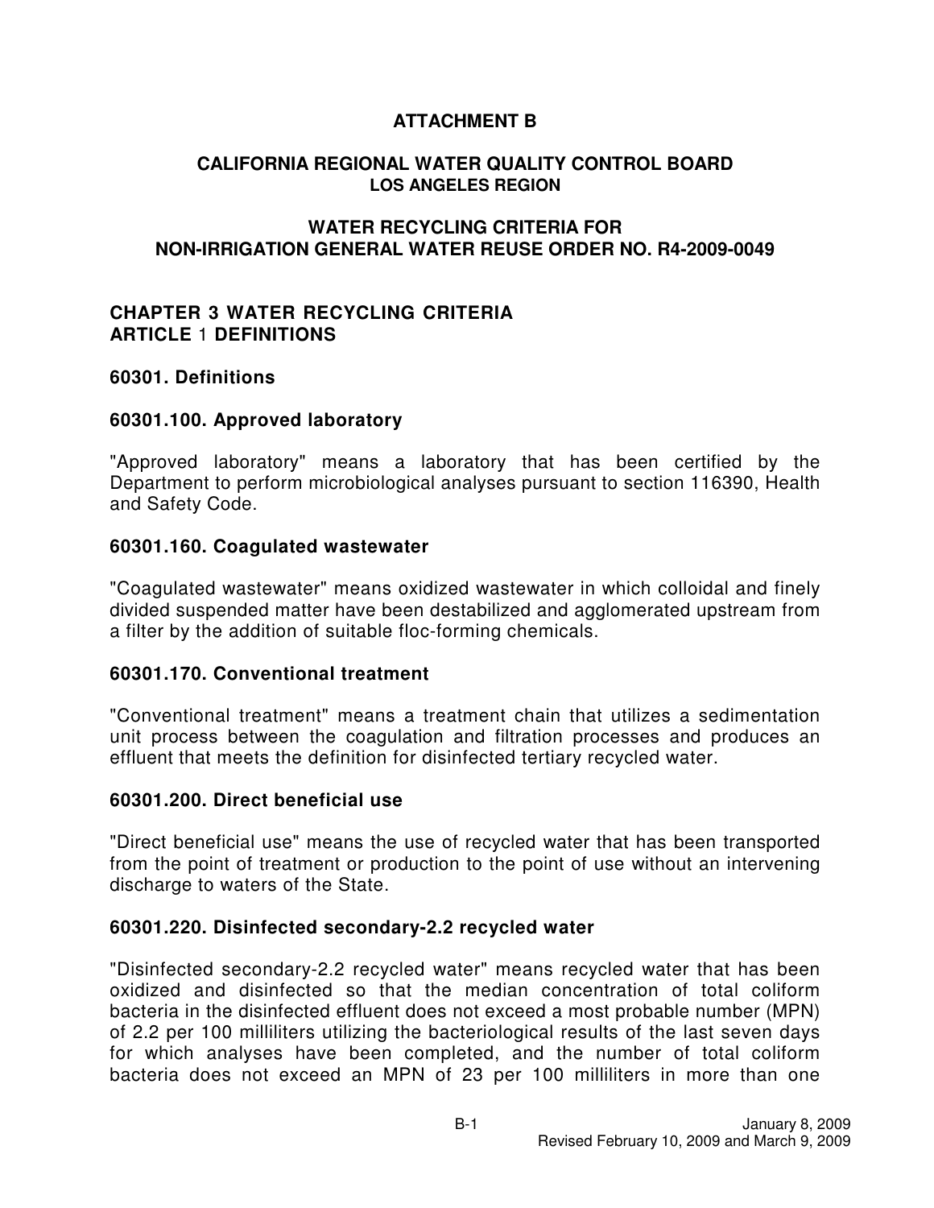# ATTACHMENT B

## CALIFORNIA REGIONAL WATER QUALITY CONTROL BOARD
## LOS ANGELES REGION

## WATER RECYCLING CRITERIA FOR NON-IRRIGATION GENERAL WATER REUSE ORDER NO. R4-2009-0049

## CHAPTER 3 WATER RECYCLING CRITERIA
## ARTICLE 1 DEFINITIONS

### 60301. Definitions

### 60301.100. Approved laboratory

"Approved laboratory" means a laboratory that has been certified by the Department to perform microbiological analyses pursuant to section 116390, Health and Safety Code.

### 60301.160. Coagulated wastewater

"Coagulated wastewater" means oxidized wastewater in which colloidal and finely divided suspended matter have been destabilized and agglomerated upstream from a filter by the addition of suitable floc-forming chemicals.

### 60301.170. Conventional treatment

"Conventional treatment" means a treatment chain that utilizes a sedimentation unit process between the coagulation and filtration processes and produces an effluent that meets the definition for disinfected tertiary recycled water.

### 60301.200. Direct beneficial use

"Direct beneficial use" means the use of recycled water that has been transported from the point of treatment or production to the point of use without an intervening discharge to waters of the State.

### 60301.220. Disinfected secondary-2.2 recycled water

"Disinfected secondary-2.2 recycled water" means recycled water that has been oxidized and disinfected so that the median concentration of total coliform bacteria in the disinfected effluent does not exceed a most probable number (MPN) of 2.2 per 100 milliliters utilizing the bacteriological results of the last seven days for which analyses have been completed, and the number of total coliform bacteria does not exceed an MPN of 23 per 100 milliliters in more than one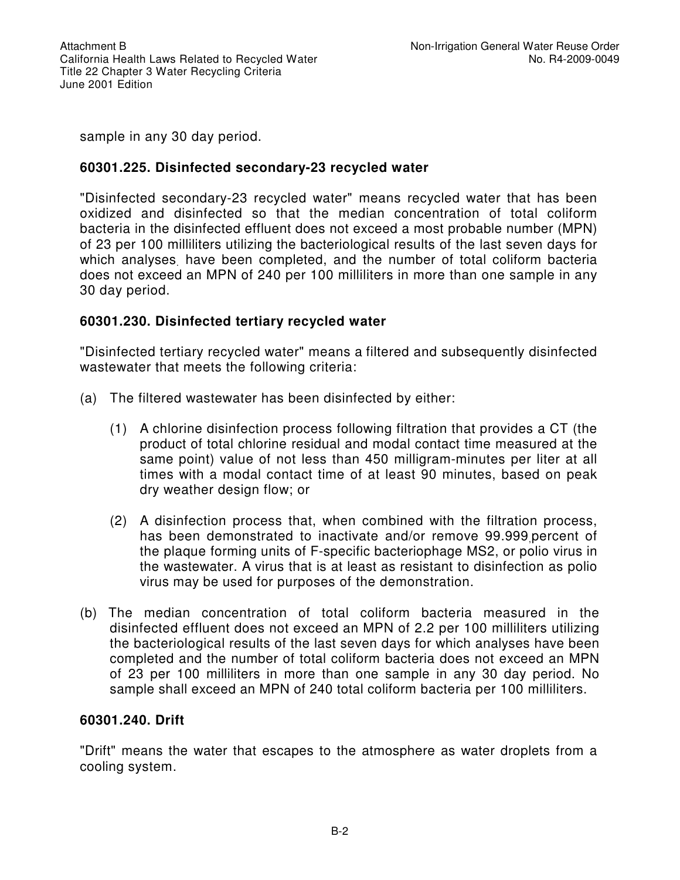sample in any 30 day period.

### 60301.225. Disinfected secondary-23 recycled water

"Disinfected secondary-23 recycled water" means recycled water that has been oxidized and disinfected so that the median concentration of total coliform bacteria in the disinfected effluent does not exceed a most probable number (MPN) of 23 per 100 milliliters utilizing the bacteriological results of the last seven days for which analyses have been completed, and the number of total coliform bacteria does not exceed an MPN of 240 per 100 milliliters in more than one sample in any 30 day period.

### 60301.230. Disinfected tertiary recycled water

"Disinfected tertiary recycled water" means a filtered and subsequently disinfected wastewater that meets the following criteria:

(a) The filtered wastewater has been disinfected by either:

   (1) A chlorine disinfection process following filtration that provides a CT (the product of total chlorine residual and modal contact time measured at the same point) value of not less than 450 milligram-minutes per liter at all times with a modal contact time of at least 90 minutes, based on peak dry weather design flow; or

   (2) A disinfection process that, when combined with the filtration process, has been demonstrated to inactivate and/or remove 99.999 percent of the plaque forming units of F-specific bacteriophage MS2, or polio virus in the wastewater. A virus that is at least as resistant to disinfection as polio virus may be used for purposes of the demonstration.

(b) The median concentration of total coliform bacteria measured in the disinfected effluent does not exceed an MPN of 2.2 per 100 milliliters utilizing the bacteriological results of the last seven days for which analyses have been completed and the number of total coliform bacteria does not exceed an MPN of 23 per 100 milliliters in more than one sample in any 30 day period. No sample shall exceed an MPN of 240 total coliform bacteria per 100 milliliters.

### 60301.240. Drift

"Drift" means the water that escapes to the atmosphere as water droplets from a cooling system.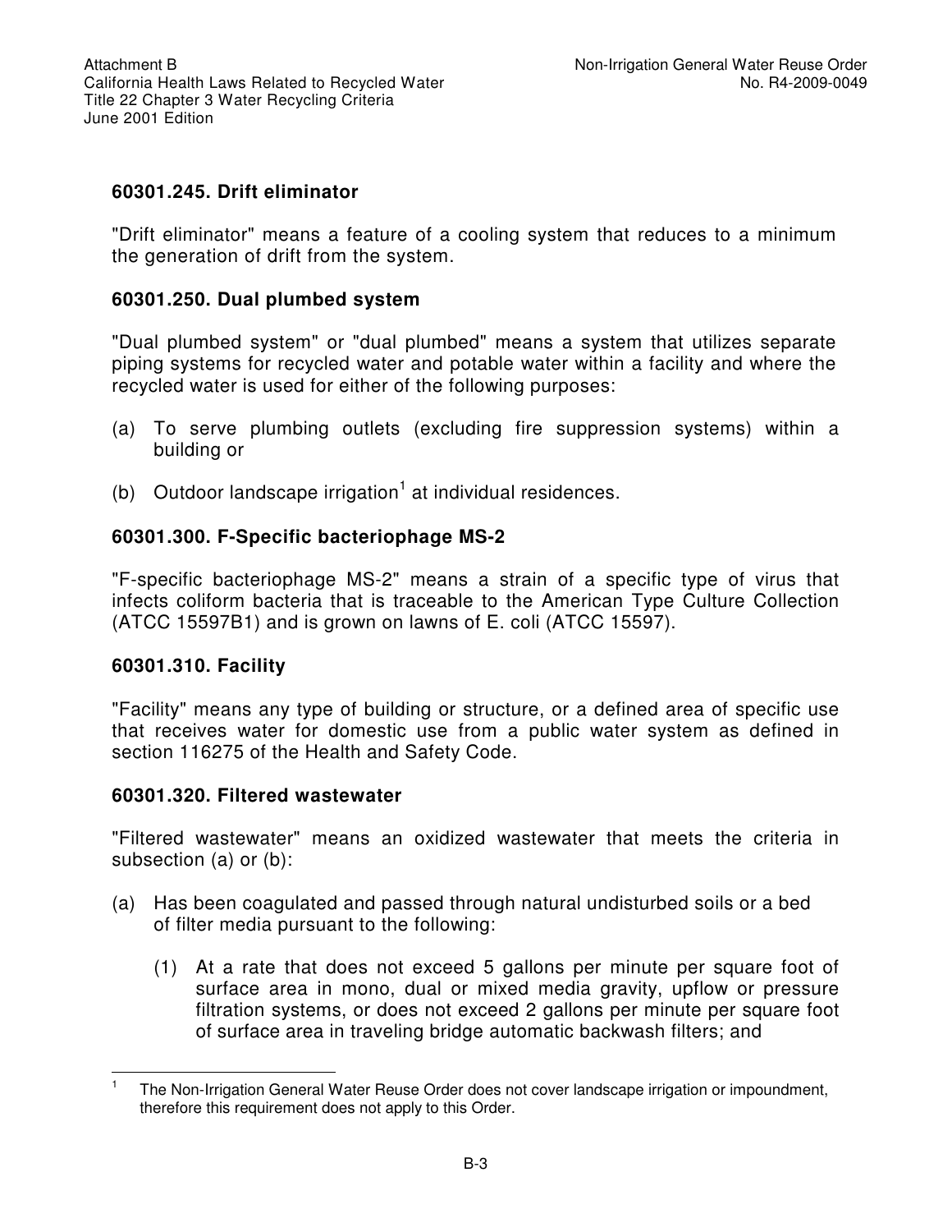### 60301.245. Drift eliminator

"Drift eliminator" means a feature of a cooling system that reduces to a minimum the generation of drift from the system.

### 60301.250. Dual plumbed system

"Dual plumbed system" or "dual plumbed" means a system that utilizes separate piping systems for recycled water and potable water within a facility and where the recycled water is used for either of the following purposes:

(a) To serve plumbing outlets (excluding fire suppression systems) within a building or

(b) Outdoor landscape irrigation[1] at individual residences.

### 60301.300. F-Specific bacteriophage MS-2

"F-specific bacteriophage MS-2" means a strain of a specific type of virus that infects coliform bacteria that is traceable to the American Type Culture Collection (ATCC 15597B1) and is grown on lawns of E. coli (ATCC 15597).

### 60301.310. Facility

"Facility" means any type of building or structure, or a defined area of specific use that receives water for domestic use from a public water system as defined in section 116275 of the Health and Safety Code.

### 60301.320. Filtered wastewater

"Filtered wastewater" means an oxidized wastewater that meets the criteria in subsection (a) or (b):

(a) Has been coagulated and passed through natural undisturbed soils or a bed of filter media pursuant to the following:

   (1) At a rate that does not exceed 5 gallons per minute per square foot of surface area in mono, dual or mixed media gravity, upflow or pressure filtration systems, or does not exceed 2 gallons per minute per square foot of surface area in traveling bridge automatic backwash filters; and

---

[1] The Non-Irrigation General Water Reuse Order does not cover landscape irrigation or impoundment, therefore this requirement does not apply to this Order.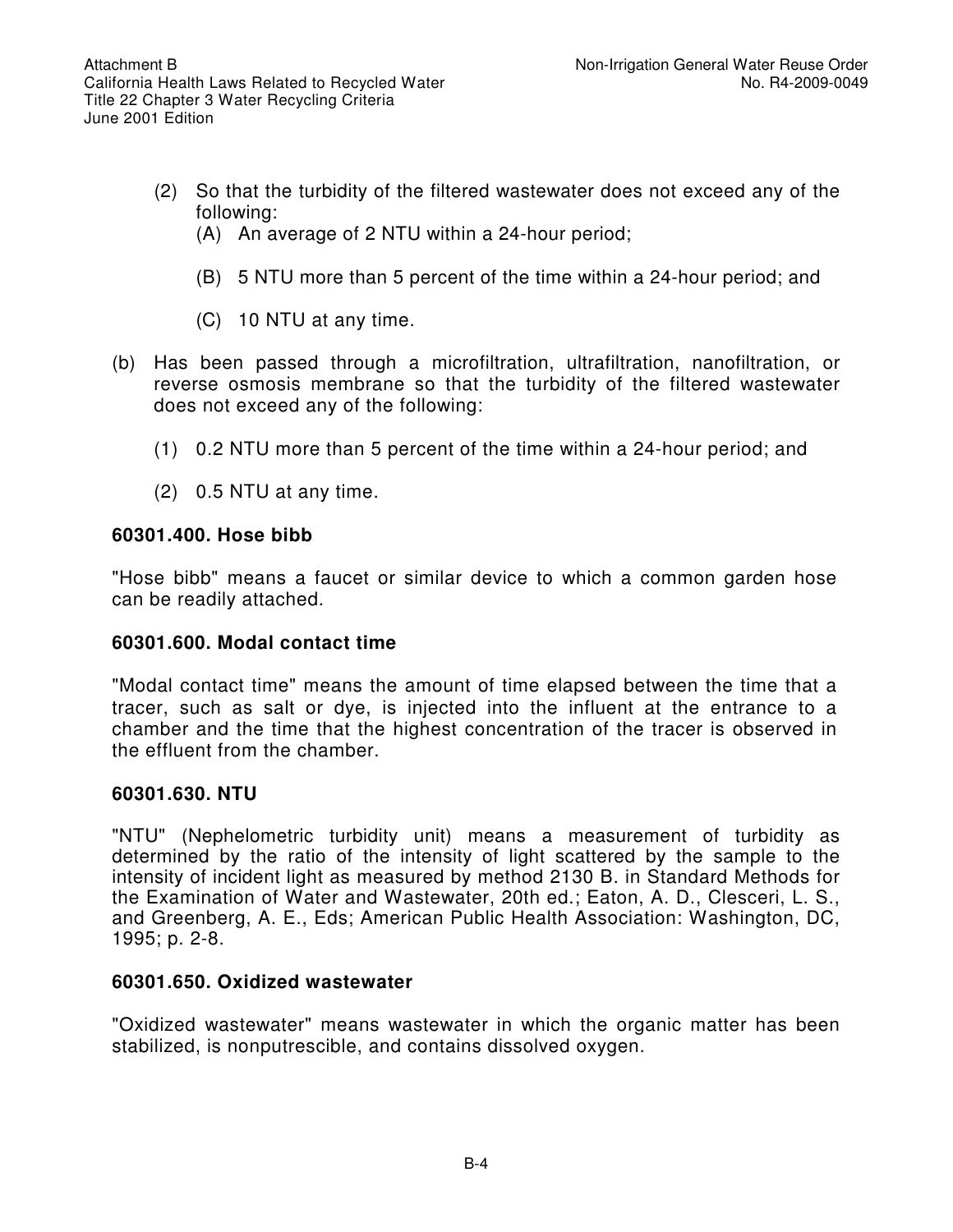(2) So that the turbidity of the filtered wastewater does not exceed any of the following:

  (A) An average of 2 NTU within a 24-hour period;

  (B) 5 NTU more than 5 percent of the time within a 24-hour period; and

  (C) 10 NTU at any time.

(b) Has been passed through a microfiltration, ultrafiltration, nanofiltration, or reverse osmosis membrane so that the turbidity of the filtered wastewater does not exceed any of the following:

  (1) 0.2 NTU more than 5 percent of the time within a 24-hour period; and

  (2) 0.5 NTU at any time.

**60301.400. Hose bibb**

"Hose bibb" means a faucet or similar device to which a common garden hose can be readily attached.

**60301.600. Modal contact time**

"Modal contact time" means the amount of time elapsed between the time that a tracer, such as salt or dye, is injected into the influent at the entrance to a chamber and the time that the highest concentration of the tracer is observed in the effluent from the chamber.

**60301.630. NTU**

"NTU" (Nephelometric turbidity unit) means a measurement of turbidity as determined by the ratio of the intensity of light scattered by the sample to the intensity of incident light as measured by method 2130 B. in Standard Methods for the Examination of Water and Wastewater, 20th ed.; Eaton, A. D., Clesceri, L. S., and Greenberg, A. E., Eds; American Public Health Association: Washington, DC, 1995; p. 2-8.

**60301.650. Oxidized wastewater**

"Oxidized wastewater" means wastewater in which the organic matter has been stabilized, is nonputrescible, and contains dissolved oxygen.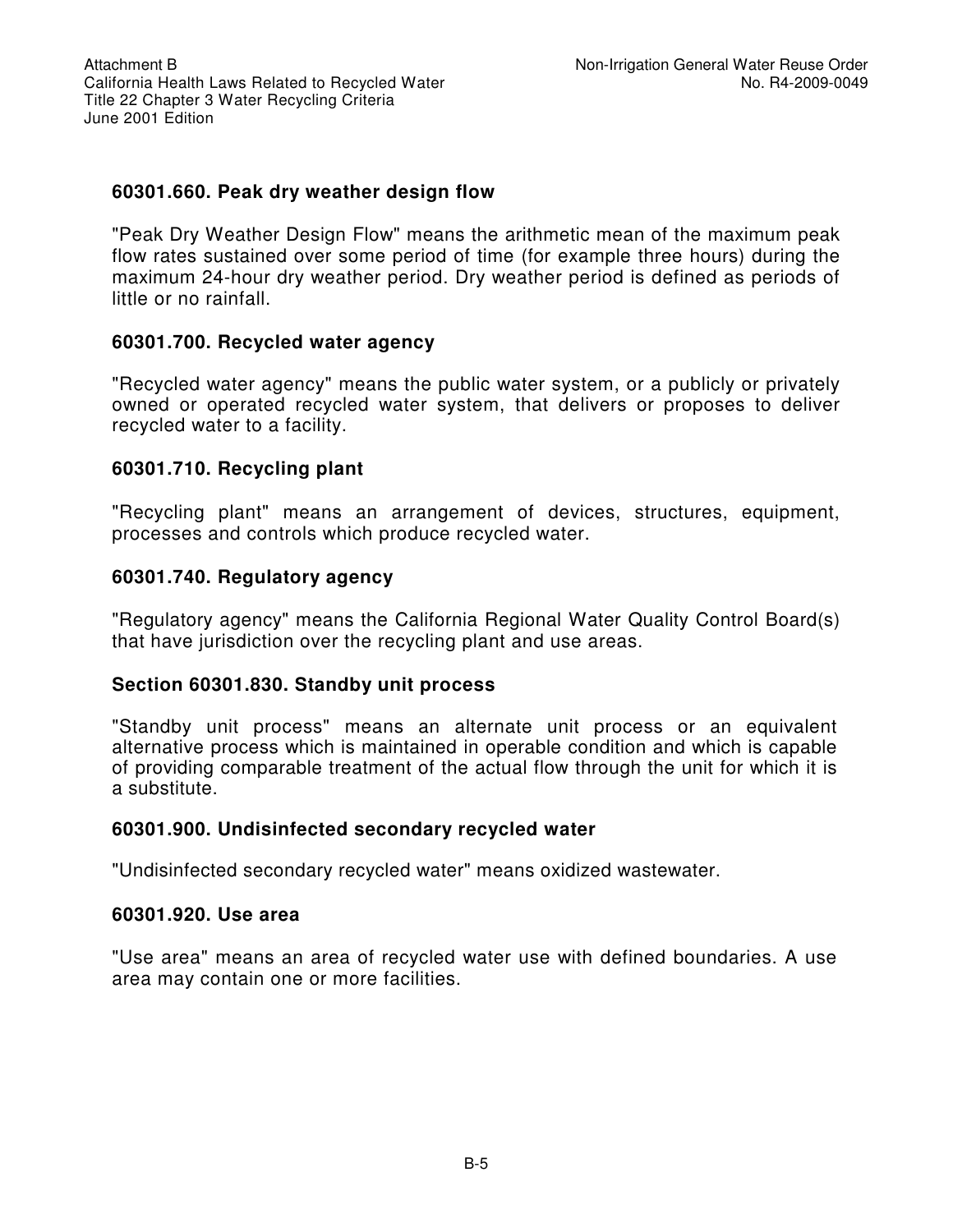### 60301.660. Peak dry weather design flow

"Peak Dry Weather Design Flow" means the arithmetic mean of the maximum peak flow rates sustained over some period of time (for example three hours) during the maximum 24-hour dry weather period. Dry weather period is defined as periods of little or no rainfall.

### 60301.700. Recycled water agency

"Recycled water agency" means the public water system, or a publicly or privately owned or operated recycled water system, that delivers or proposes to deliver recycled water to a facility.

### 60301.710. Recycling plant

"Recycling plant" means an arrangement of devices, structures, equipment, processes and controls which produce recycled water.

### 60301.740. Regulatory agency

"Regulatory agency" means the California Regional Water Quality Control Board(s) that have jurisdiction over the recycling plant and use areas.

### Section 60301.830. Standby unit process

"Standby unit process" means an alternate unit process or an equivalent alternative process which is maintained in operable condition and which is capable of providing comparable treatment of the actual flow through the unit for which it is a substitute.

### 60301.900. Undisinfected secondary recycled water

"Undisinfected secondary recycled water" means oxidized wastewater.

### 60301.920. Use area

"Use area" means an area of recycled water use with defined boundaries. A use area may contain one or more facilities.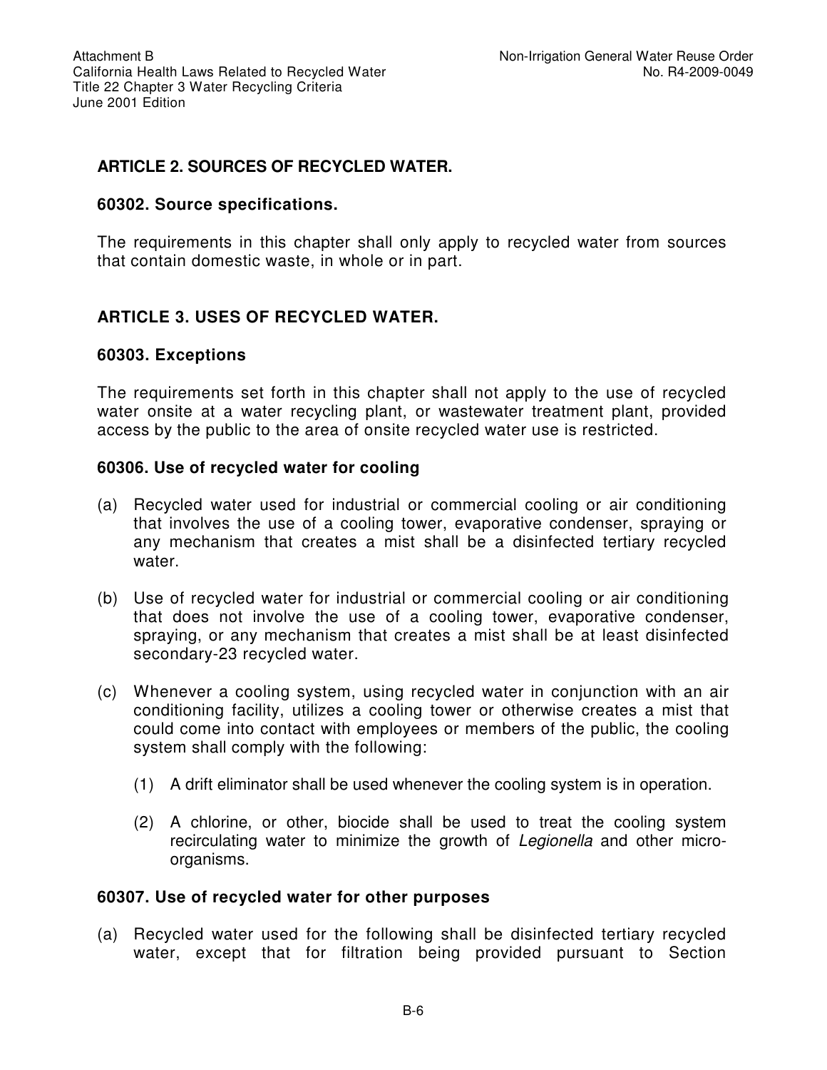## ARTICLE 2. SOURCES OF RECYCLED WATER.

### 60302. Source specifications.

The requirements in this chapter shall only apply to recycled water from sources that contain domestic waste, in whole or in part.

## ARTICLE 3. USES OF RECYCLED WATER.

### 60303. Exceptions

The requirements set forth in this chapter shall not apply to the use of recycled water onsite at a water recycling plant, or wastewater treatment plant, provided access by the public to the area of onsite recycled water use is restricted.

### 60306. Use of recycled water for cooling

(a) Recycled water used for industrial or commercial cooling or air conditioning that involves the use of a cooling tower, evaporative condenser, spraying or any mechanism that creates a mist shall be a disinfected tertiary recycled water.

(b) Use of recycled water for industrial or commercial cooling or air conditioning that does not involve the use of a cooling tower, evaporative condenser, spraying, or any mechanism that creates a mist shall be at least disinfected secondary-23 recycled water.

(c) Whenever a cooling system, using recycled water in conjunction with an air conditioning facility, utilizes a cooling tower or otherwise creates a mist that could come into contact with employees or members of the public, the cooling system shall comply with the following:

(1) A drift eliminator shall be used whenever the cooling system is in operation.

(2) A chlorine, or other, biocide shall be used to treat the cooling system recirculating water to minimize the growth of *Legionella* and other micro-organisms.

### 60307. Use of recycled water for other purposes

(a) Recycled water used for the following shall be disinfected tertiary recycled water, except that for filtration being provided pursuant to Section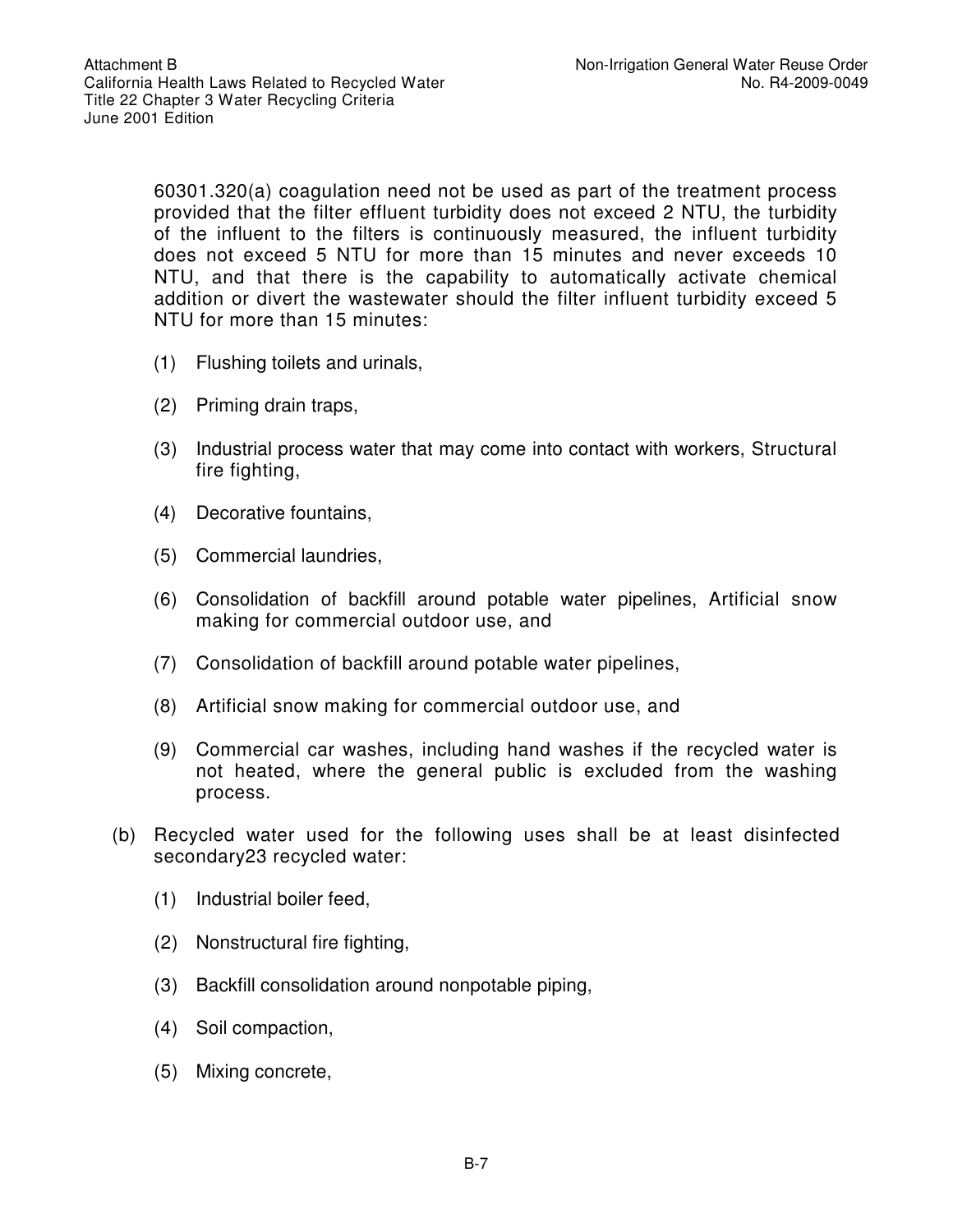60301.320(a) coagulation need not be used as part of the treatment process provided that the filter effluent turbidity does not exceed 2 NTU, the turbidity of the influent to the filters is continuously measured, the influent turbidity does not exceed 5 NTU for more than 15 minutes and never exceeds 10 NTU, and that there is the capability to automatically activate chemical addition or divert the wastewater should the filter influent turbidity exceed 5 NTU for more than 15 minutes:

(1) Flushing toilets and urinals,

(2) Priming drain traps,

(3) Industrial process water that may come into contact with workers, Structural fire fighting,

(4) Decorative fountains,

(5) Commercial laundries,

(6) Consolidation of backfill around potable water pipelines, Artificial snow making for commercial outdoor use, and

(7) Consolidation of backfill around potable water pipelines,

(8) Artificial snow making for commercial outdoor use, and

(9) Commercial car washes, including hand washes if the recycled water is not heated, where the general public is excluded from the washing process.

(b) Recycled water used for the following uses shall be at least disinfected secondary23 recycled water:

(1) Industrial boiler feed,

(2) Nonstructural fire fighting,

(3) Backfill consolidation around nonpotable piping,

(4) Soil compaction,

(5) Mixing concrete,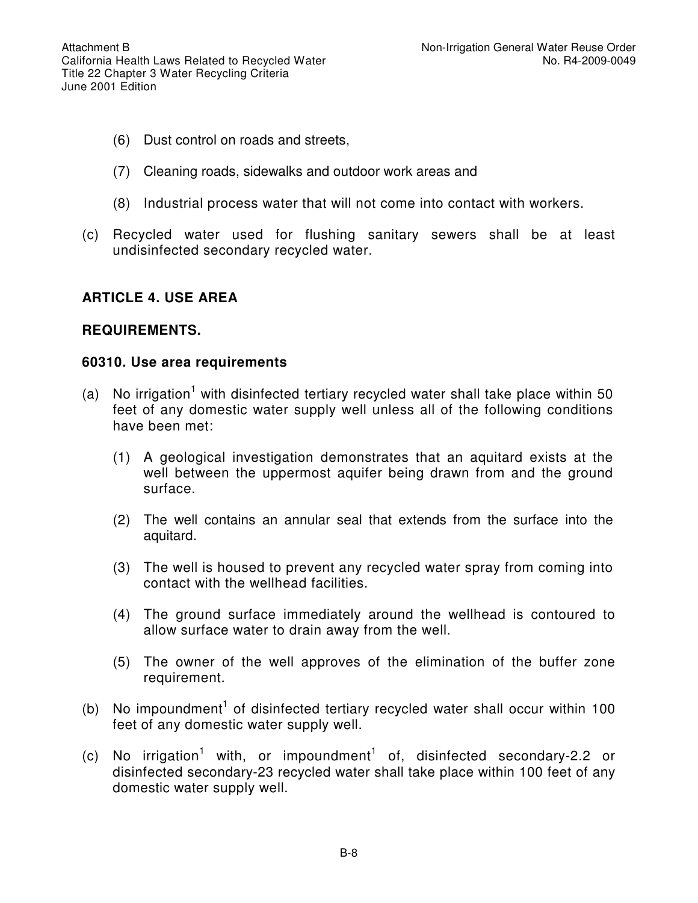(6) Dust control on roads and streets,

(7) Cleaning roads, sidewalks and outdoor work areas and

(8) Industrial process water that will not come into contact with workers.

(c) Recycled water used for flushing sanitary sewers shall be at least undisinfected secondary recycled water.

## ARTICLE 4. USE AREA

## REQUIREMENTS.

### 60310. Use area requirements

(a) No irrigation[1] with disinfected tertiary recycled water shall take place within 50 feet of any domestic water supply well unless all of the following conditions have been met:

(1) A geological investigation demonstrates that an aquitard exists at the well between the uppermost aquifer being drawn from and the ground surface.

(2) The well contains an annular seal that extends from the surface into the aquitard.

(3) The well is housed to prevent any recycled water spray from coming into contact with the wellhead facilities.

(4) The ground surface immediately around the wellhead is contoured to allow surface water to drain away from the well.

(5) The owner of the well approves of the elimination of the buffer zone requirement.

(b) No impoundment[1] of disinfected tertiary recycled water shall occur within 100 feet of any domestic water supply well.

(c) No irrigation[1] with, or impoundment[1] of, disinfected secondary-2.2 or disinfected secondary-23 recycled water shall take place within 100 feet of any domestic water supply well.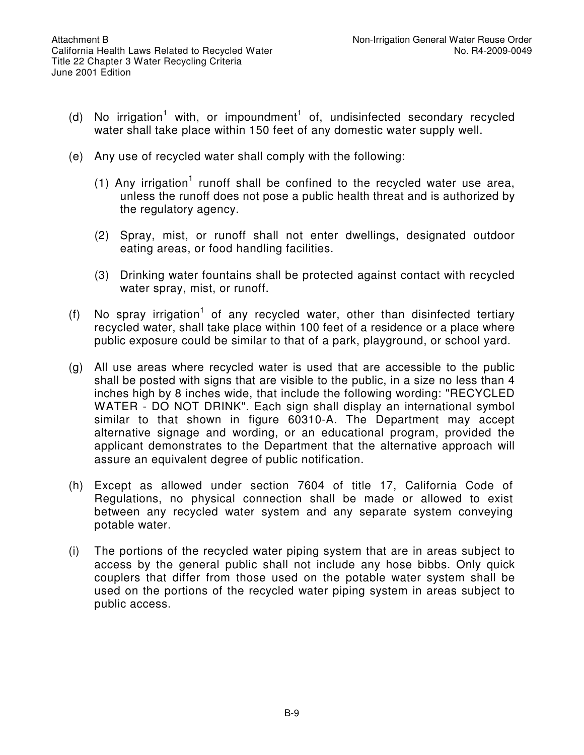(d) No irrigation[1] with, or impoundment[1] of, undisinfected secondary recycled water shall take place within 150 feet of any domestic water supply well.

(e) Any use of recycled water shall comply with the following:

(1) Any irrigation[1] runoff shall be confined to the recycled water use area, unless the runoff does not pose a public health threat and is authorized by the regulatory agency.

(2) Spray, mist, or runoff shall not enter dwellings, designated outdoor eating areas, or food handling facilities.

(3) Drinking water fountains shall be protected against contact with recycled water spray, mist, or runoff.

(f) No spray irrigation[1] of any recycled water, other than disinfected tertiary recycled water, shall take place within 100 feet of a residence or a place where public exposure could be similar to that of a park, playground, or school yard.

(g) All use areas where recycled water is used that are accessible to the public shall be posted with signs that are visible to the public, in a size no less than 4 inches high by 8 inches wide, that include the following wording: "RECYCLED WATER - DO NOT DRINK". Each sign shall display an international symbol similar to that shown in figure 60310-A. The Department may accept alternative signage and wording, or an educational program, provided the applicant demonstrates to the Department that the alternative approach will assure an equivalent degree of public notification.

(h) Except as allowed under section 7604 of title 17, California Code of Regulations, no physical connection shall be made or allowed to exist between any recycled water system and any separate system conveying potable water.

(i) The portions of the recycled water piping system that are in areas subject to access by the general public shall not include any hose bibbs. Only quick couplers that differ from those used on the potable water system shall be used on the portions of the recycled water piping system in areas subject to public access.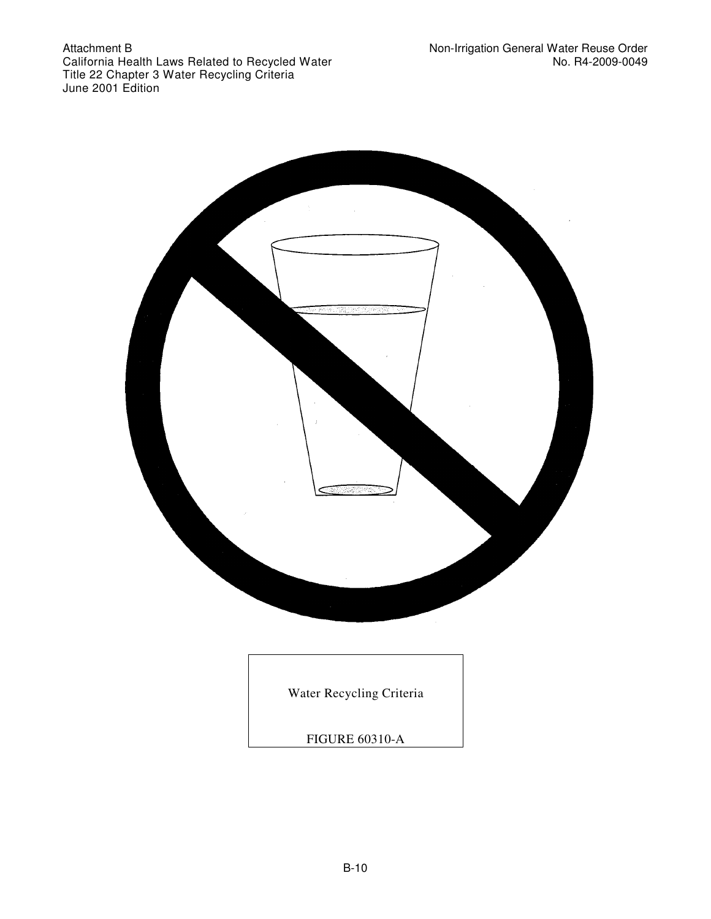Water Recycling Criteria

FIGURE 60310-A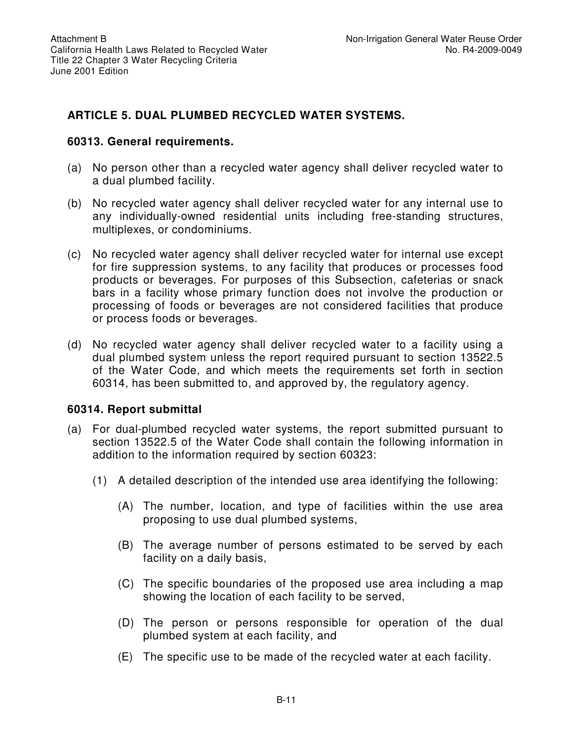## ARTICLE 5. DUAL PLUMBED RECYCLED WATER SYSTEMS.

### 60313. General requirements.

(a) No person other than a recycled water agency shall deliver recycled water to a dual plumbed facility.

(b) No recycled water agency shall deliver recycled water for any internal use to any individually-owned residential units including free-standing structures, multiplexes, or condominiums.

(c) No recycled water agency shall deliver recycled water for internal use except for fire suppression systems, to any facility that produces or processes food products or beverages. For purposes of this Subsection, cafeterias or snack bars in a facility whose primary function does not involve the production or processing of foods or beverages are not considered facilities that produce or process foods or beverages.

(d) No recycled water agency shall deliver recycled water to a facility using a dual plumbed system unless the report required pursuant to section 13522.5 of the Water Code, and which meets the requirements set forth in section 60314, has been submitted to, and approved by, the regulatory agency.

### 60314. Report submittal

(a) For dual-plumbed recycled water systems, the report submitted pursuant to section 13522.5 of the Water Code shall contain the following information in addition to the information required by section 60323:

   (1) A detailed description of the intended use area identifying the following:

      (A) The number, location, and type of facilities within the use area proposing to use dual plumbed systems,

      (B) The average number of persons estimated to be served by each facility on a daily basis,

      (C) The specific boundaries of the proposed use area including a map showing the location of each facility to be served,

      (D) The person or persons responsible for operation of the dual plumbed system at each facility, and

      (E) The specific use to be made of the recycled water at each facility.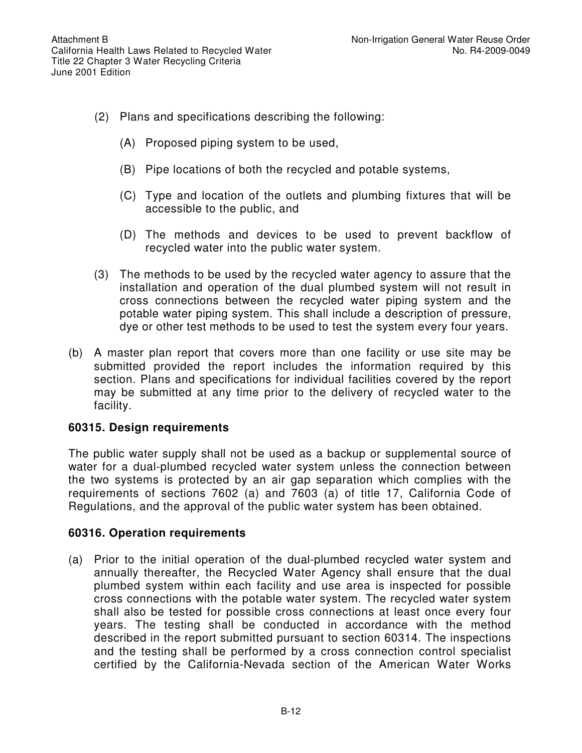(2) Plans and specifications describing the following:

  (A) Proposed piping system to be used,

  (B) Pipe locations of both the recycled and potable systems,

  (C) Type and location of the outlets and plumbing fixtures that will be accessible to the public, and

  (D) The methods and devices to be used to prevent backflow of recycled water into the public water system.

(3) The methods to be used by the recycled water agency to assure that the installation and operation of the dual plumbed system will not result in cross connections between the recycled water piping system and the potable water piping system. This shall include a description of pressure, dye or other test methods to be used to test the system every four years.

(b) A master plan report that covers more than one facility or use site may be submitted provided the report includes the information required by this section. Plans and specifications for individual facilities covered by the report may be submitted at any time prior to the delivery of recycled water to the facility.

**60315. Design requirements**

The public water supply shall not be used as a backup or supplemental source of water for a dual-plumbed recycled water system unless the connection between the two systems is protected by an air gap separation which complies with the requirements of sections 7602 (a) and 7603 (a) of title 17, California Code of Regulations, and the approval of the public water system has been obtained.

**60316. Operation requirements**

(a) Prior to the initial operation of the dual-plumbed recycled water system and annually thereafter, the Recycled Water Agency shall ensure that the dual plumbed system within each facility and use area is inspected for possible cross connections with the potable water system. The recycled water system shall also be tested for possible cross connections at least once every four years. The testing shall be conducted in accordance with the method described in the report submitted pursuant to section 60314. The inspections and the testing shall be performed by a cross connection control specialist certified by the California-Nevada section of the American Water Works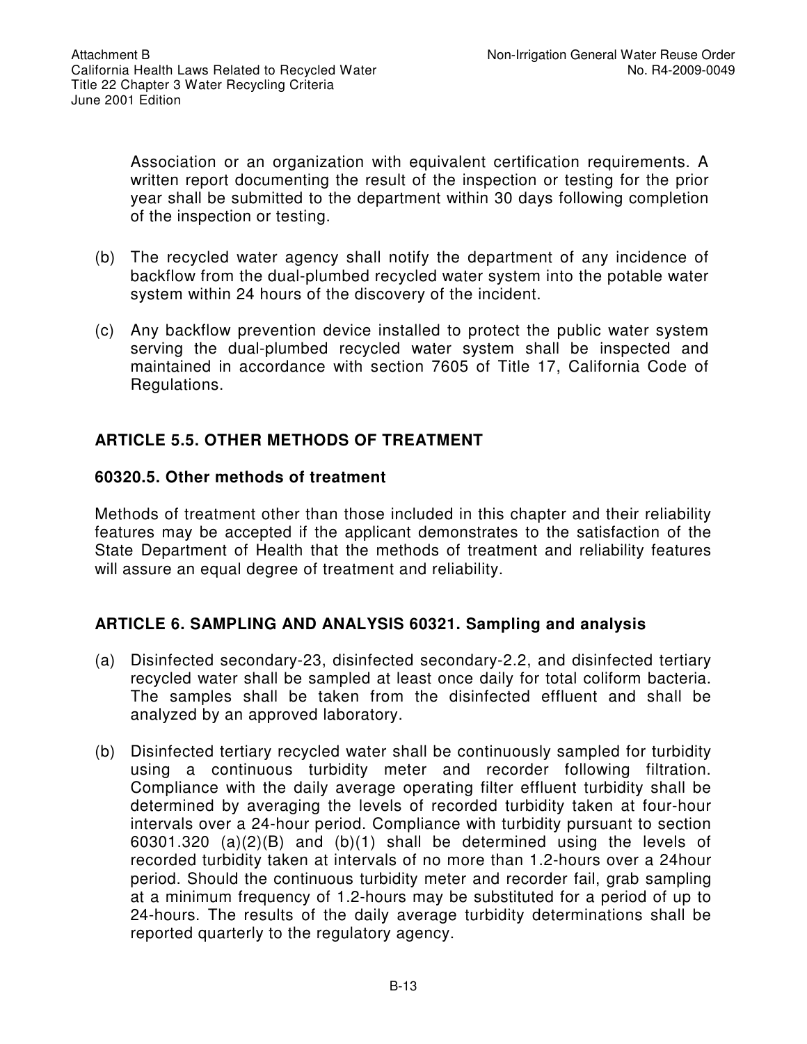Association or an organization with equivalent certification requirements. A written report documenting the result of the inspection or testing for the prior year shall be submitted to the department within 30 days following completion of the inspection or testing.

(b) The recycled water agency shall notify the department of any incidence of backflow from the dual-plumbed recycled water system into the potable water system within 24 hours of the discovery of the incident.

(c) Any backflow prevention device installed to protect the public water system serving the dual-plumbed recycled water system shall be inspected and maintained in accordance with section 7605 of Title 17, California Code of Regulations.

## ARTICLE 5.5. OTHER METHODS OF TREATMENT

### 60320.5. Other methods of treatment

Methods of treatment other than those included in this chapter and their reliability features may be accepted if the applicant demonstrates to the satisfaction of the State Department of Health that the methods of treatment and reliability features will assure an equal degree of treatment and reliability.

## ARTICLE 6. SAMPLING AND ANALYSIS 60321. Sampling and analysis

(a) Disinfected secondary-23, disinfected secondary-2.2, and disinfected tertiary recycled water shall be sampled at least once daily for total coliform bacteria. The samples shall be taken from the disinfected effluent and shall be analyzed by an approved laboratory.

(b) Disinfected tertiary recycled water shall be continuously sampled for turbidity using a continuous turbidity meter and recorder following filtration. Compliance with the daily average operating filter effluent turbidity shall be determined by averaging the levels of recorded turbidity taken at four-hour intervals over a 24-hour period. Compliance with turbidity pursuant to section 60301.320 (a)(2)(B) and (b)(1) shall be determined using the levels of recorded turbidity taken at intervals of no more than 1.2-hours over a 24hour period. Should the continuous turbidity meter and recorder fail, grab sampling at a minimum frequency of 1.2-hours may be substituted for a period of up to 24-hours. The results of the daily average turbidity determinations shall be reported quarterly to the regulatory agency.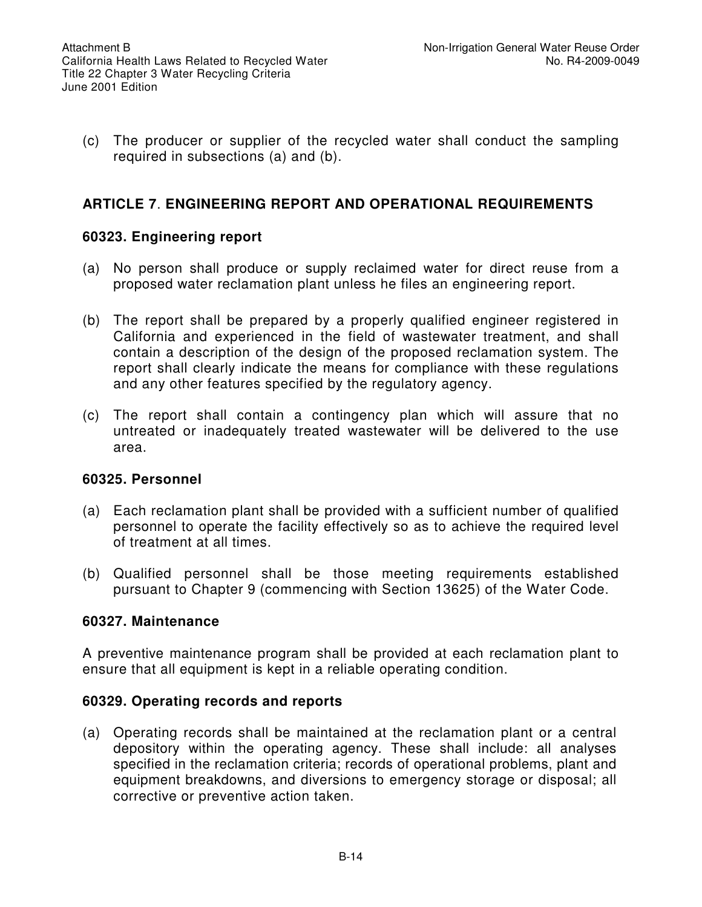(c) The producer or supplier of the recycled water shall conduct the sampling required in subsections (a) and (b).

## ARTICLE 7. ENGINEERING REPORT AND OPERATIONAL REQUIREMENTS

### 60323. Engineering report

(a) No person shall produce or supply reclaimed water for direct reuse from a proposed water reclamation plant unless he files an engineering report.

(b) The report shall be prepared by a properly qualified engineer registered in California and experienced in the field of wastewater treatment, and shall contain a description of the design of the proposed reclamation system. The report shall clearly indicate the means for compliance with these regulations and any other features specified by the regulatory agency.

(c) The report shall contain a contingency plan which will assure that no untreated or inadequately treated wastewater will be delivered to the use area.

### 60325. Personnel

(a) Each reclamation plant shall be provided with a sufficient number of qualified personnel to operate the facility effectively so as to achieve the required level of treatment at all times.

(b) Qualified personnel shall be those meeting requirements established pursuant to Chapter 9 (commencing with Section 13625) of the Water Code.

### 60327. Maintenance

A preventive maintenance program shall be provided at each reclamation plant to ensure that all equipment is kept in a reliable operating condition.

### 60329. Operating records and reports

(a) Operating records shall be maintained at the reclamation plant or a central depository within the operating agency. These shall include: all analyses specified in the reclamation criteria; records of operational problems, plant and equipment breakdowns, and diversions to emergency storage or disposal; all corrective or preventive action taken.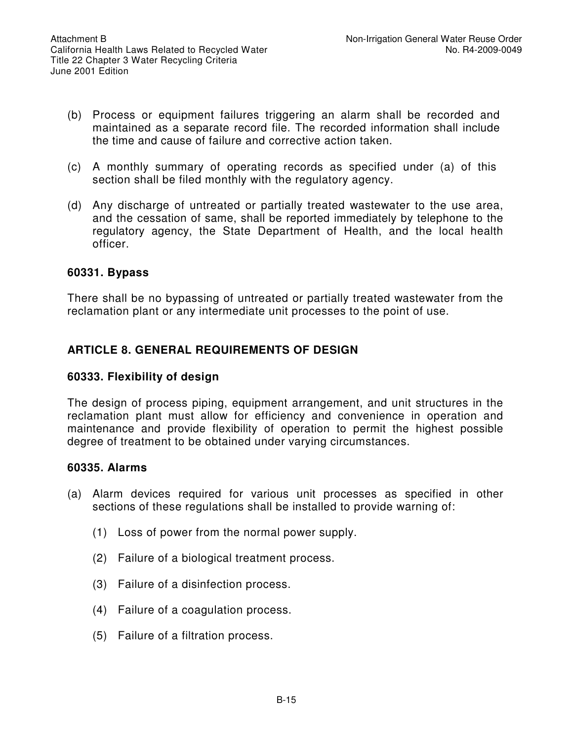(b) Process or equipment failures triggering an alarm shall be recorded and maintained as a separate record file. The recorded information shall include the time and cause of failure and corrective action taken.

(c) A monthly summary of operating records as specified under (a) of this section shall be filed monthly with the regulatory agency.

(d) Any discharge of untreated or partially treated wastewater to the use area, and the cessation of same, shall be reported immediately by telephone to the regulatory agency, the State Department of Health, and the local health officer.

**60331. Bypass**

There shall be no bypassing of untreated or partially treated wastewater from the reclamation plant or any intermediate unit processes to the point of use.

## ARTICLE 8. GENERAL REQUIREMENTS OF DESIGN

**60333. Flexibility of design**

The design of process piping, equipment arrangement, and unit structures in the reclamation plant must allow for efficiency and convenience in operation and maintenance and provide flexibility of operation to permit the highest possible degree of treatment to be obtained under varying circumstances.

**60335. Alarms**

(a) Alarm devices required for various unit processes as specified in other sections of these regulations shall be installed to provide warning of:

  (1) Loss of power from the normal power supply.

  (2) Failure of a biological treatment process.

  (3) Failure of a disinfection process.

  (4) Failure of a coagulation process.

  (5) Failure of a filtration process.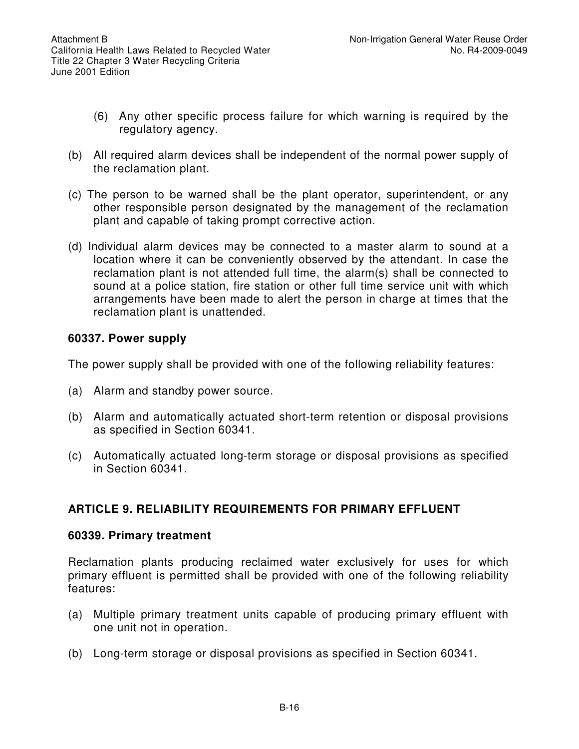(6) Any other specific process failure for which warning is required by the regulatory agency.

(b) All required alarm devices shall be independent of the normal power supply of the reclamation plant.

(c) The person to be warned shall be the plant operator, superintendent, or any other responsible person designated by the management of the reclamation plant and capable of taking prompt corrective action.

(d) Individual alarm devices may be connected to a master alarm to sound at a location where it can be conveniently observed by the attendant. In case the reclamation plant is not attended full time, the alarm(s) shall be connected to sound at a police station, fire station or other full time service unit with which arrangements have been made to alert the person in charge at times that the reclamation plant is unattended.

**60337. Power supply**

The power supply shall be provided with one of the following reliability features:

(a) Alarm and standby power source.

(b) Alarm and automatically actuated short-term retention or disposal provisions as specified in Section 60341.

(c) Automatically actuated long-term storage or disposal provisions as specified in Section 60341.

## ARTICLE 9. RELIABILITY REQUIREMENTS FOR PRIMARY EFFLUENT

**60339. Primary treatment**

Reclamation plants producing reclaimed water exclusively for uses for which primary effluent is permitted shall be provided with one of the following reliability features:

(a) Multiple primary treatment units capable of producing primary effluent with one unit not in operation.

(b) Long-term storage or disposal provisions as specified in Section 60341.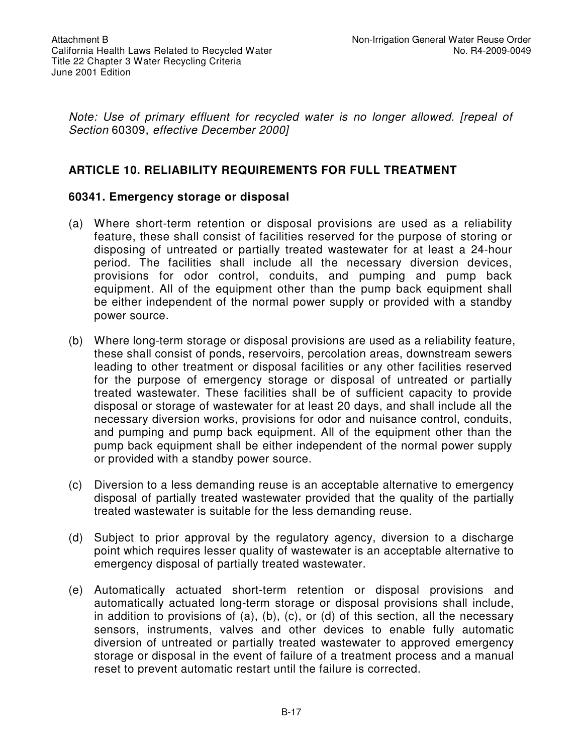*Note: Use of primary effluent for recycled water is no longer allowed. [repeal of Section* 60309, *effective December 2000]*

## ARTICLE 10. RELIABILITY REQUIREMENTS FOR FULL TREATMENT

### 60341. Emergency storage or disposal

(a) Where short-term retention or disposal provisions are used as a reliability feature, these shall consist of facilities reserved for the purpose of storing or disposing of untreated or partially treated wastewater for at least a 24-hour period. The facilities shall include all the necessary diversion devices, provisions for odor control, conduits, and pumping and pump back equipment. All of the equipment other than the pump back equipment shall be either independent of the normal power supply or provided with a standby power source.

(b) Where long-term storage or disposal provisions are used as a reliability feature, these shall consist of ponds, reservoirs, percolation areas, downstream sewers leading to other treatment or disposal facilities or any other facilities reserved for the purpose of emergency storage or disposal of untreated or partially treated wastewater. These facilities shall be of sufficient capacity to provide disposal or storage of wastewater for at least 20 days, and shall include all the necessary diversion works, provisions for odor and nuisance control, conduits, and pumping and pump back equipment. All of the equipment other than the pump back equipment shall be either independent of the normal power supply or provided with a standby power source.

(c) Diversion to a less demanding reuse is an acceptable alternative to emergency disposal of partially treated wastewater provided that the quality of the partially treated wastewater is suitable for the less demanding reuse.

(d) Subject to prior approval by the regulatory agency, diversion to a discharge point which requires lesser quality of wastewater is an acceptable alternative to emergency disposal of partially treated wastewater.

(e) Automatically actuated short-term retention or disposal provisions and automatically actuated long-term storage or disposal provisions shall include, in addition to provisions of (a), (b), (c), or (d) of this section, all the necessary sensors, instruments, valves and other devices to enable fully automatic diversion of untreated or partially treated wastewater to approved emergency storage or disposal in the event of failure of a treatment process and a manual reset to prevent automatic restart until the failure is corrected.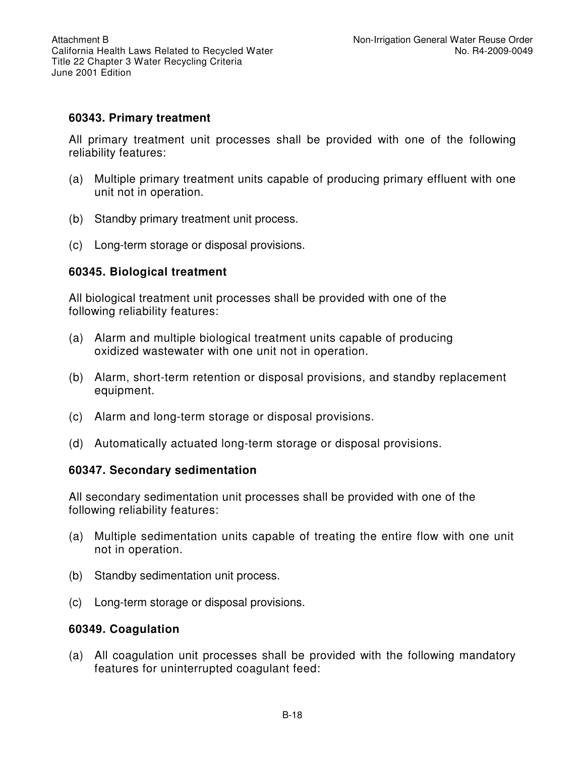### 60343. Primary treatment

All primary treatment unit processes shall be provided with one of the following reliability features:

(a) Multiple primary treatment units capable of producing primary effluent with one unit not in operation.

(b) Standby primary treatment unit process.

(c) Long-term storage or disposal provisions.

### 60345. Biological treatment

All biological treatment unit processes shall be provided with one of the following reliability features:

(a) Alarm and multiple biological treatment units capable of producing oxidized wastewater with one unit not in operation.

(b) Alarm, short-term retention or disposal provisions, and standby replacement equipment.

(c) Alarm and long-term storage or disposal provisions.

(d) Automatically actuated long-term storage or disposal provisions.

### 60347. Secondary sedimentation

All secondary sedimentation unit processes shall be provided with one of the following reliability features:

(a) Multiple sedimentation units capable of treating the entire flow with one unit not in operation.

(b) Standby sedimentation unit process.

(c) Long-term storage or disposal provisions.

### 60349. Coagulation

(a) All coagulation unit processes shall be provided with the following mandatory features for uninterrupted coagulant feed: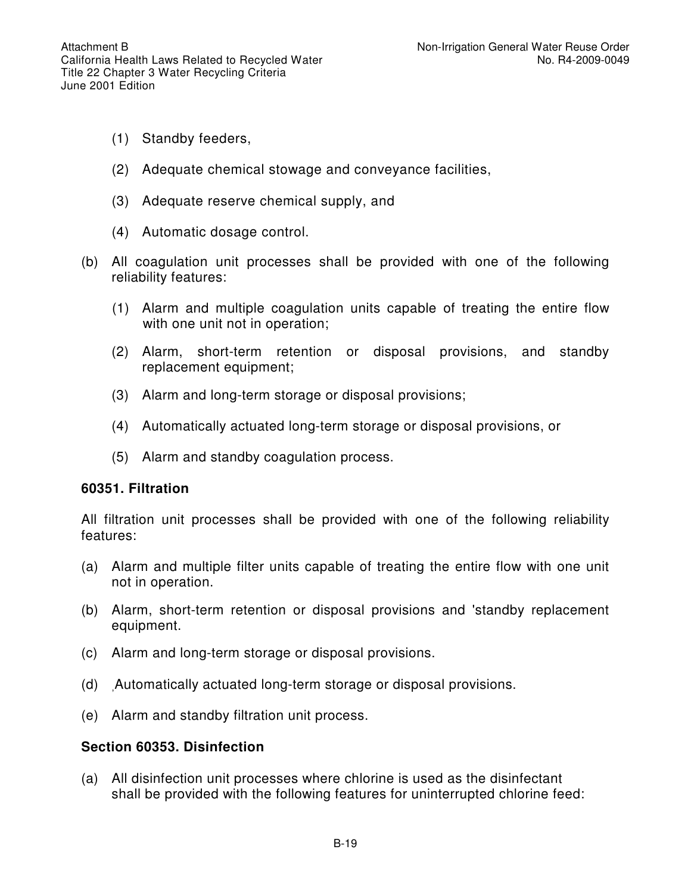(1) Standby feeders,

(2) Adequate chemical stowage and conveyance facilities,

(3) Adequate reserve chemical supply, and

(4) Automatic dosage control.

(b) All coagulation unit processes shall be provided with one of the following reliability features:

   (1) Alarm and multiple coagulation units capable of treating the entire flow with one unit not in operation;

   (2) Alarm, short-term retention or disposal provisions, and standby replacement equipment;

   (3) Alarm and long-term storage or disposal provisions;

   (4) Automatically actuated long-term storage or disposal provisions, or

   (5) Alarm and standby coagulation process.

**60351. Filtration**

All filtration unit processes shall be provided with one of the following reliability features:

(a) Alarm and multiple filter units capable of treating the entire flow with one unit not in operation.

(b) Alarm, short-term retention or disposal provisions and 'standby replacement equipment.

(c) Alarm and long-term storage or disposal provisions.

(d) ,Automatically actuated long-term storage or disposal provisions.

(e) Alarm and standby filtration unit process.

**Section 60353. Disinfection**

(a) All disinfection unit processes where chlorine is used as the disinfectant shall be provided with the following features for uninterrupted chlorine feed: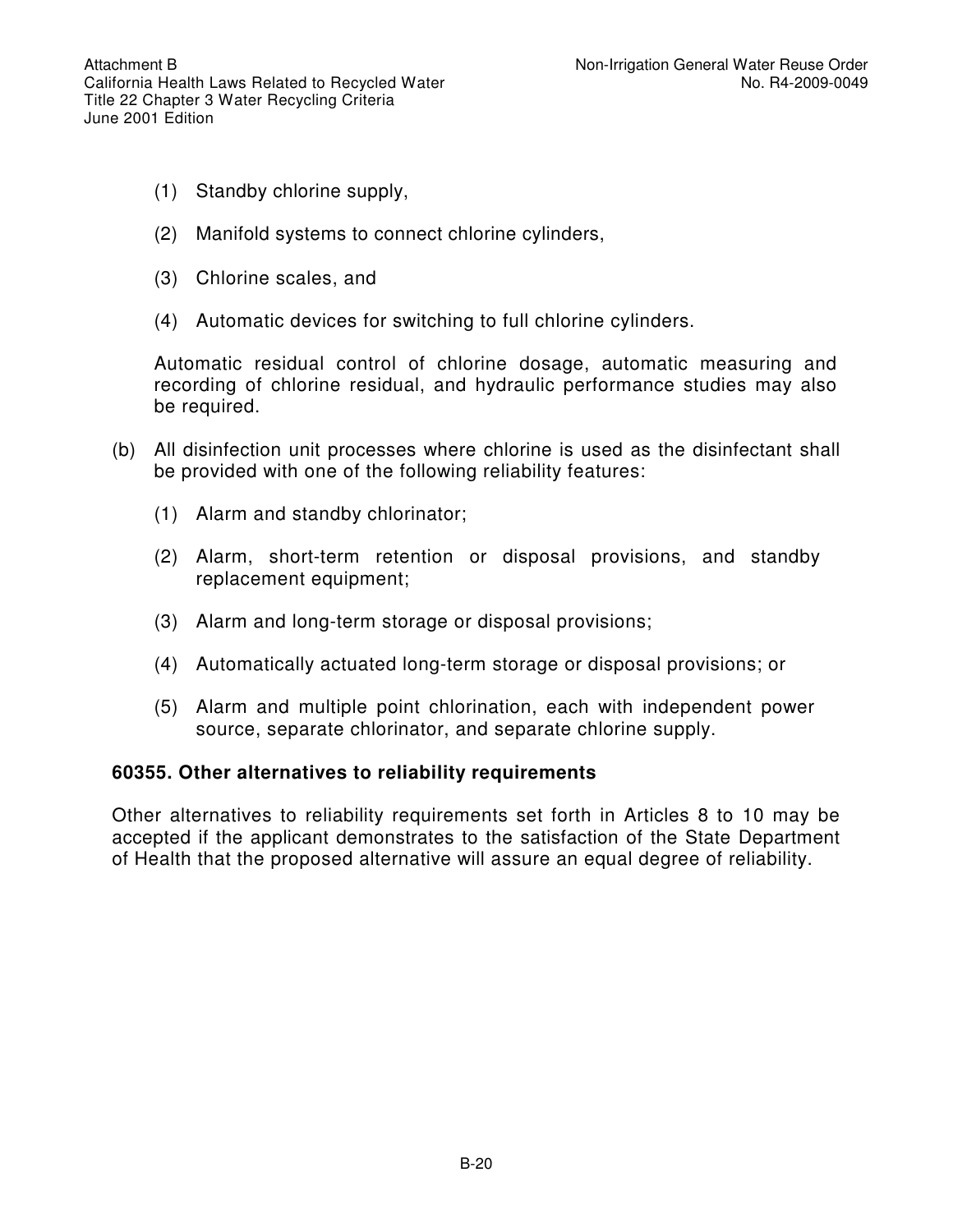(1) Standby chlorine supply,

(2) Manifold systems to connect chlorine cylinders,

(3) Chlorine scales, and

(4) Automatic devices for switching to full chlorine cylinders.

Automatic residual control of chlorine dosage, automatic measuring and recording of chlorine residual, and hydraulic performance studies may also be required.

(b) All disinfection unit processes where chlorine is used as the disinfectant shall be provided with one of the following reliability features:

(1) Alarm and standby chlorinator;

(2) Alarm, short-term retention or disposal provisions, and standby replacement equipment;

(3) Alarm and long-term storage or disposal provisions;

(4) Automatically actuated long-term storage or disposal provisions; or

(5) Alarm and multiple point chlorination, each with independent power source, separate chlorinator, and separate chlorine supply.

**60355. Other alternatives to reliability requirements**

Other alternatives to reliability requirements set forth in Articles 8 to 10 may be accepted if the applicant demonstrates to the satisfaction of the State Department of Health that the proposed alternative will assure an equal degree of reliability.